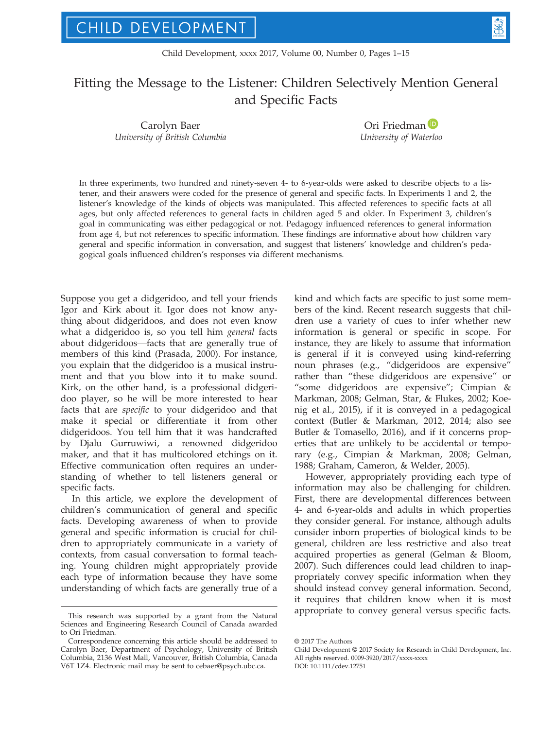# Fitting the Message to the Listener: Children Selectively Mention General and Specific Facts

Carolyn Baer
*University of British Columbia*

Ori Friedman
*University of Waterloo*

In three experiments, two hundred and ninety-seven 4- to 6-year-olds were asked to describe objects to a listener, and their answers were coded for the presence of general and specific facts. In Experiments 1 and 2, the listener's knowledge of the kinds of objects was manipulated. This affected references to specific facts at all ages, but only affected references to general facts in children aged 5 and older. In Experiment 3, children's goal in communicating was either pedagogical or not. Pedagogy influenced references to general information from age 4, but not references to specific information. These findings are informative about how children vary general and specific information in conversation, and suggest that listeners' knowledge and children's pedagogical goals influenced children's responses via different mechanisms.

Suppose you get a didgeridoo, and tell your friends Igor and Kirk about it. Igor does not know anything about didgeridoos, and does not even know what a didgeridoo is, so you tell him *general* facts about didgeridoos—facts that are generally true of members of this kind (Prasada, 2000). For instance, you explain that the didgeridoo is a musical instrument and that you blow into it to make sound. Kirk, on the other hand, is a professional didgeridoo player, so he will be more interested to hear facts that are *specific* to your didgeridoo and that make it special or differentiate it from other didgeridoos. You tell him that it was handcrafted by Djalu Gurruwiwi, a renowned didgeridoo maker, and that it has multicolored etchings on it. Effective communication often requires an understanding of whether to tell listeners general or specific facts.

In this article, we explore the development of children's communication of general and specific facts. Developing awareness of when to provide general and specific information is crucial for children to appropriately communicate in a variety of contexts, from casual conversation to formal teaching. Young children might appropriately provide each type of information because they have some understanding of which facts are generally true of a kind and which facts are specific to just some members of the kind. Recent research suggests that children use a variety of cues to infer whether new information is general or specific in scope. For instance, they are likely to assume that information is general if it is conveyed using kind-referring noun phrases (e.g., "didgeridoos are expensive" rather than "these didgeridoos are expensive" or "some didgeridoos are expensive"; Cimpian & Markman, 2008; Gelman, Star, & Flukes, 2002; Koenig et al., 2015), if it is conveyed in a pedagogical context (Butler & Markman, 2012, 2014; also see Butler & Tomasello, 2016), and if it concerns properties that are unlikely to be accidental or temporary (e.g., Cimpian & Markman, 2008; Gelman, 1988; Graham, Cameron, & Welder, 2005).

However, appropriately providing each type of information may also be challenging for children. First, there are developmental differences between 4- and 6-year-olds and adults in which properties they consider general. For instance, although adults consider inborn properties of biological kinds to be general, children are less restrictive and also treat acquired properties as general (Gelman & Bloom, 2007). Such differences could lead children to inappropriately convey specific information when they should instead convey general information. Second, it requires that children know when it is most appropriate to convey general versus specific facts.

This research was supported by a grant from the Natural Sciences and Engineering Research Council of Canada awarded to Ori Friedman.

Correspondence concerning this article should be addressed to Carolyn Baer, Department of Psychology, University of British Columbia, 2136 West Mall, Vancouver, British Columbia, Canada V6T 1Z4. Electronic mail may be sent to cebaer@psych.ubc.ca.

© 2017 The Authors
Child Development © 2017 Society for Research in Child Development, Inc.
All rights reserved. 0009-3920/2017/xxxx-xxxx
DOI: 10.1111/cdev.12751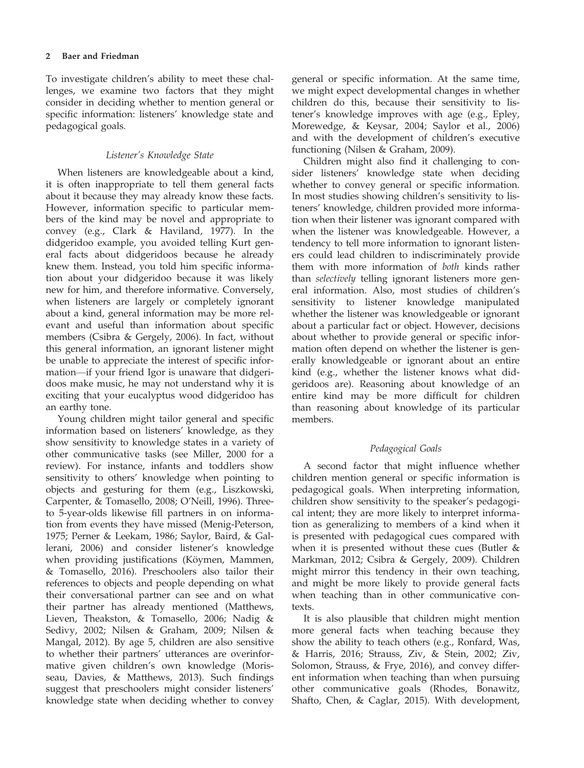To investigate children's ability to meet these challenges, we examine two factors that they might consider in deciding whether to mention general or specific information: listeners' knowledge state and pedagogical goals.

### *Listener's Knowledge State*

When listeners are knowledgeable about a kind, it is often inappropriate to tell them general facts about it because they may already know these facts. However, information specific to particular members of the kind may be novel and appropriate to convey (e.g., Clark & Haviland, 1977). In the didgeridoo example, you avoided telling Kurt general facts about didgeridoos because he already knew them. Instead, you told him specific information about your didgeridoo because it was likely new for him, and therefore informative. Conversely, when listeners are largely or completely ignorant about a kind, general information may be more relevant and useful than information about specific members (Csibra & Gergely, 2006). In fact, without this general information, an ignorant listener might be unable to appreciate the interest of specific information—if your friend Igor is unaware that didgeridoos make music, he may not understand why it is exciting that your eucalyptus wood didgeridoo has an earthy tone.

Young children might tailor general and specific information based on listeners' knowledge, as they show sensitivity to knowledge states in a variety of other communicative tasks (see Miller, 2000 for a review). For instance, infants and toddlers show sensitivity to others' knowledge when pointing to objects and gesturing for them (e.g., Liszkowski, Carpenter, & Tomasello, 2008; O'Neill, 1996). Three- to 5-year-olds likewise fill partners in on information from events they have missed (Menig-Peterson, 1975; Perner & Leekam, 1986; Saylor, Baird, & Gallerani, 2006) and consider listener's knowledge when providing justifications (Köymen, Mammen, & Tomasello, 2016). Preschoolers also tailor their references to objects and people depending on what their conversational partner can see and on what their partner has already mentioned (Matthews, Lieven, Theakston, & Tomasello, 2006; Nadig & Sedivy, 2002; Nilsen & Graham, 2009; Nilsen & Mangal, 2012). By age 5, children are also sensitive to whether their partners' utterances are overinformative given children's own knowledge (Morisseau, Davies, & Matthews, 2013). Such findings suggest that preschoolers might consider listeners' knowledge state when deciding whether to convey general or specific information. At the same time, we might expect developmental changes in whether children do this, because their sensitivity to listener's knowledge improves with age (e.g., Epley, Morewedge, & Keysar, 2004; Saylor et al., 2006) and with the development of children's executive functioning (Nilsen & Graham, 2009).

Children might also find it challenging to consider listeners' knowledge state when deciding whether to convey general or specific information. In most studies showing children's sensitivity to listeners' knowledge, children provided more information when their listener was ignorant compared with when the listener was knowledgeable. However, a tendency to tell more information to ignorant listeners could lead children to indiscriminately provide them with more information of *both* kinds rather than *selectively* telling ignorant listeners more general information. Also, most studies of children's sensitivity to listener knowledge manipulated whether the listener was knowledgeable or ignorant about a particular fact or object. However, decisions about whether to provide general or specific information often depend on whether the listener is generally knowledgeable or ignorant about an entire kind (e.g., whether the listener knows what didgeridoos are). Reasoning about knowledge of an entire kind may be more difficult for children than reasoning about knowledge of its particular members.

### *Pedagogical Goals*

A second factor that might influence whether children mention general or specific information is pedagogical goals. When interpreting information, children show sensitivity to the speaker's pedagogical intent; they are more likely to interpret information as generalizing to members of a kind when it is presented with pedagogical cues compared with when it is presented without these cues (Butler & Markman, 2012; Csibra & Gergely, 2009). Children might mirror this tendency in their own teaching, and might be more likely to provide general facts when teaching than in other communicative contexts.

It is also plausible that children might mention more general facts when teaching because they show the ability to teach others (e.g., Ronfard, Was, & Harris, 2016; Strauss, Ziv, & Stein, 2002; Ziv, Solomon, Strauss, & Frye, 2016), and convey different information when teaching than when pursuing other communicative goals (Rhodes, Bonawitz, Shafto, Chen, & Caglar, 2015). With development,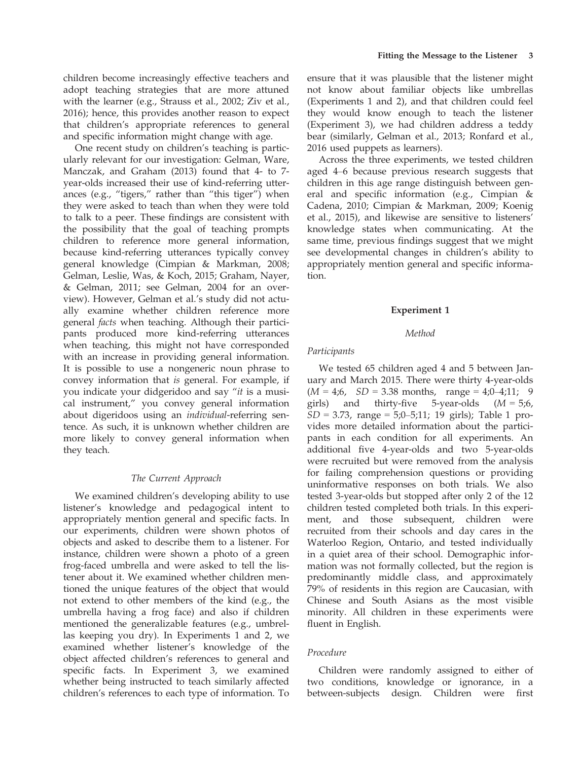children become increasingly effective teachers and adopt teaching strategies that are more attuned with the learner (e.g., Strauss et al., 2002; Ziv et al., 2016); hence, this provides another reason to expect that children's appropriate references to general and specific information might change with age.

One recent study on children's teaching is particularly relevant for our investigation: Gelman, Ware, Manczak, and Graham (2013) found that 4- to 7-year-olds increased their use of kind-referring utterances (e.g., "tigers," rather than "this tiger") when they were asked to teach than when they were told to talk to a peer. These findings are consistent with the possibility that the goal of teaching prompts children to reference more general information, because kind-referring utterances typically convey general knowledge (Cimpian & Markman, 2008; Gelman, Leslie, Was, & Koch, 2015; Graham, Nayer, & Gelman, 2011; see Gelman, 2004 for an overview). However, Gelman et al.'s study did not actually examine whether children reference more general *facts* when teaching. Although their participants produced more kind-referring utterances when teaching, this might not have corresponded with an increase in providing general information. It is possible to use a nongeneric noun phrase to convey information that *is* general. For example, if you indicate your didgeridoo and say "*it* is a musical instrument," you convey general information about digeridoos using an *individual*-referring sentence. As such, it is unknown whether children are more likely to convey general information when they teach.

### *The Current Approach*

We examined children's developing ability to use listener's knowledge and pedagogical intent to appropriately mention general and specific facts. In our experiments, children were shown photos of objects and asked to describe them to a listener. For instance, children were shown a photo of a green frog-faced umbrella and were asked to tell the listener about it. We examined whether children mentioned the unique features of the object that would not extend to other members of the kind (e.g., the umbrella having a frog face) and also if children mentioned the generalizable features (e.g., umbrellas keeping you dry). In Experiments 1 and 2, we examined whether listener's knowledge of the object affected children's references to general and specific facts. In Experiment 3, we examined whether being instructed to teach similarly affected children's references to each type of information. To ensure that it was plausible that the listener might not know about familiar objects like umbrellas (Experiments 1 and 2), and that children could feel they would know enough to teach the listener (Experiment 3), we had children address a teddy bear (similarly, Gelman et al., 2013; Ronfard et al., 2016 used puppets as learners).

Across the three experiments, we tested children aged 4–6 because previous research suggests that children in this age range distinguish between general and specific information (e.g., Cimpian & Cadena, 2010; Cimpian & Markman, 2009; Koenig et al., 2015), and likewise are sensitive to listeners' knowledge states when communicating. At the same time, previous findings suggest that we might see developmental changes in children's ability to appropriately mention general and specific information.

## Experiment 1

### *Method*

#### *Participants*

We tested 65 children aged 4 and 5 between January and March 2015. There were thirty 4-year-olds ($M$ = 4;6, $SD$ = 3.38 months, range = 4;0–4;11; 9 girls) and thirty-five 5-year-olds ($M$ = 5;6, $SD$ = 3.73, range = 5;0–5;11; 19 girls); Table 1 provides more detailed information about the participants in each condition for all experiments. An additional five 4-year-olds and two 5-year-olds were recruited but were removed from the analysis for failing comprehension questions or providing uninformative responses on both trials. We also tested 3-year-olds but stopped after only 2 of the 12 children tested completed both trials. In this experiment, and those subsequent, children were recruited from their schools and day cares in the Waterloo Region, Ontario, and tested individually in a quiet area of their school. Demographic information was not formally collected, but the region is predominantly middle class, and approximately 79% of residents in this region are Caucasian, with Chinese and South Asians as the most visible minority. All children in these experiments were fluent in English.

#### *Procedure*

Children were randomly assigned to either of two conditions, knowledge or ignorance, in a between-subjects design. Children were first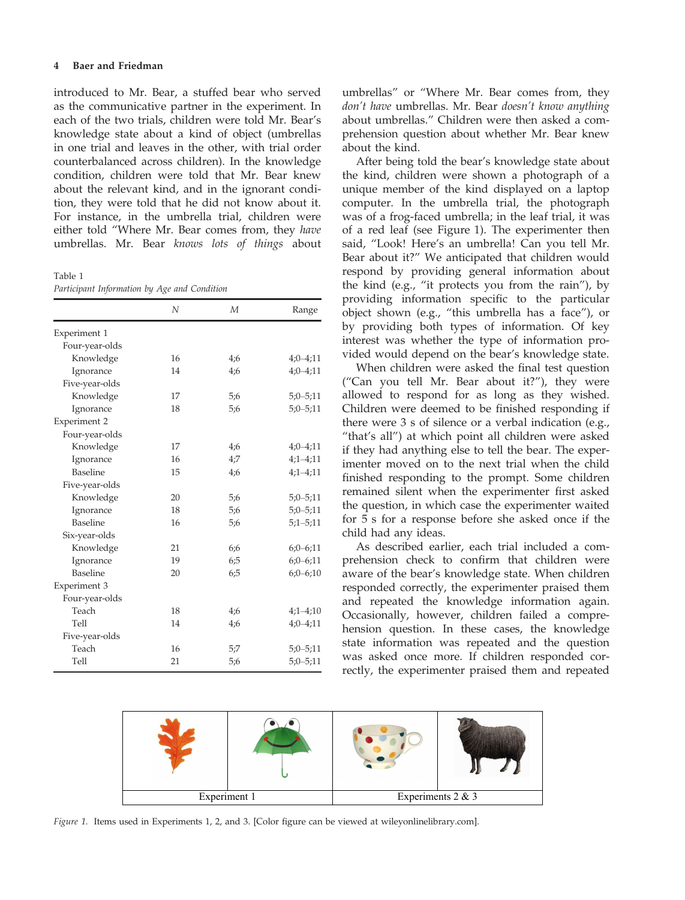introduced to Mr. Bear, a stuffed bear who served as the communicative partner in the experiment. In each of the two trials, children were told Mr. Bear's knowledge state about a kind of object (umbrellas in one trial and leaves in the other, with trial order counterbalanced across children). In the knowledge condition, children were told that Mr. Bear knew about the relevant kind, and in the ignorant condition, they were told that he did not know about it. For instance, in the umbrella trial, children were either told "Where Mr. Bear comes from, they *have* umbrellas. Mr. Bear *knows lots of things* about umbrellas" or "Where Mr. Bear comes from, they *don't have* umbrellas. Mr. Bear *doesn't know anything* about umbrellas." Children were then asked a comprehension question about whether Mr. Bear knew about the kind.

Table 1
*Participant Information by Age and Condition*

| | N | M | Range |
|---|---|---|---|
| Experiment 1 | | | |
| Four-year-olds | | | |
| Knowledge | 16 | 4;6 | 4;0–4;11 |
| Ignorance | 14 | 4;6 | 4;0–4;11 |
| Five-year-olds | | | |
| Knowledge | 17 | 5;6 | 5;0–5;11 |
| Ignorance | 18 | 5;6 | 5;0–5;11 |
| Experiment 2 | | | |
| Four-year-olds | | | |
| Knowledge | 17 | 4;6 | 4;0–4;11 |
| Ignorance | 16 | 4;7 | 4;1–4;11 |
| Baseline | 15 | 4;6 | 4;1–4;11 |
| Five-year-olds | | | |
| Knowledge | 20 | 5;6 | 5;0–5;11 |
| Ignorance | 18 | 5;6 | 5;0–5;11 |
| Baseline | 16 | 5;6 | 5;1–5;11 |
| Six-year-olds | | | |
| Knowledge | 21 | 6;6 | 6;0–6;11 |
| Ignorance | 19 | 6;5 | 6;0–6;11 |
| Baseline | 20 | 6;5 | 6;0–6;10 |
| Experiment 3 | | | |
| Four-year-olds | | | |
| Teach | 18 | 4;6 | 4;1–4;10 |
| Tell | 14 | 4;6 | 4;0–4;11 |
| Five-year-olds | | | |
| Teach | 16 | 5;7 | 5;0–5;11 |
| Tell | 21 | 5;6 | 5;0–5;11 |

After being told the bear's knowledge state about the kind, children were shown a photograph of a unique member of the kind displayed on a laptop computer. In the umbrella trial, the photograph was of a frog-faced umbrella; in the leaf trial, it was of a red leaf (see Figure 1). The experimenter then said, "Look! Here's an umbrella! Can you tell Mr. Bear about it?" We anticipated that children would respond by providing general information about the kind (e.g., "it protects you from the rain"), by providing information specific to the particular object shown (e.g., "this umbrella has a face"), or by providing both types of information. Of key interest was whether the type of information provided would depend on the bear's knowledge state.

When children were asked the final test question ("Can you tell Mr. Bear about it?"), they were allowed to respond for as long as they wished. Children were deemed to be finished responding if there were 3 s of silence or a verbal indication (e.g., "that's all") at which point all children were asked if they had anything else to tell the bear. The experimenter moved on to the next trial when the child finished responding to the prompt. Some children remained silent when the experimenter first asked the question, in which case the experimenter waited for 5 s for a response before she asked once if the child had any ideas.

As described earlier, each trial included a comprehension check to confirm that children were aware of the bear's knowledge state. When children responded correctly, the experimenter praised them and repeated the knowledge information again. Occasionally, however, children failed a comprehension question. In these cases, the knowledge state information was repeated and the question was asked once more. If children responded correctly, the experimenter praised them and repeated

| Experiment 1 | | Experiments 2 & 3 | |
|---|---|---|---|

*Figure 1.* Items used in Experiments 1, 2, and 3. [Color figure can be viewed at wileyonlinelibrary.com].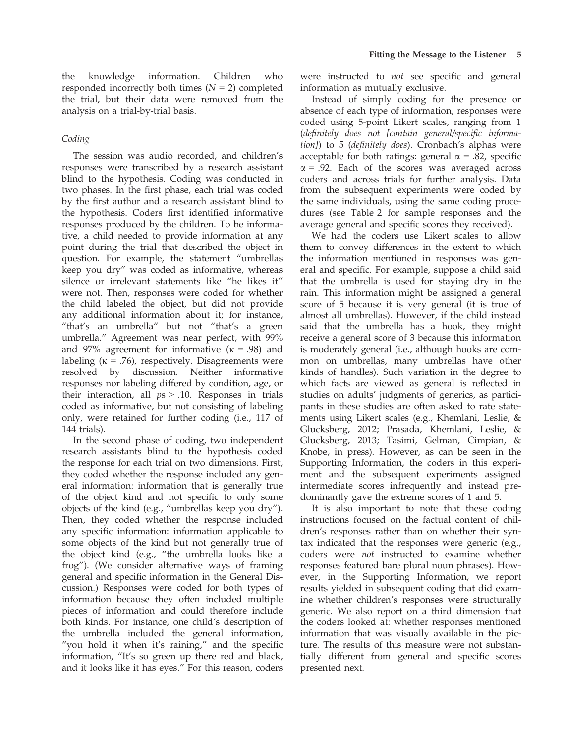the knowledge information. Children who responded incorrectly both times ($N = 2$) completed the trial, but their data were removed from the analysis on a trial-by-trial basis.

### *Coding*

The session was audio recorded, and children's responses were transcribed by a research assistant blind to the hypothesis. Coding was conducted in two phases. In the first phase, each trial was coded by the first author and a research assistant blind to the hypothesis. Coders first identified informative responses produced by the children. To be informative, a child needed to provide information at any point during the trial that described the object in question. For example, the statement "umbrellas keep you dry" was coded as informative, whereas silence or irrelevant statements like "he likes it" were not. Then, responses were coded for whether the child labeled the object, but did not provide any additional information about it; for instance, "that's an umbrella" but not "that's a green umbrella." Agreement was near perfect, with 99% and 97% agreement for informative ($\kappa = .98$) and labeling ($\kappa = .76$), respectively. Disagreements were resolved by discussion. Neither informative responses nor labeling differed by condition, age, or their interaction, all $ps > .10$. Responses in trials coded as informative, but not consisting of labeling only, were retained for further coding (i.e., 117 of 144 trials).

In the second phase of coding, two independent research assistants blind to the hypothesis coded the response for each trial on two dimensions. First, they coded whether the response included any general information: information that is generally true of the object kind and not specific to only some objects of the kind (e.g., "umbrellas keep you dry"). Then, they coded whether the response included any specific information: information applicable to some objects of the kind but not generally true of the object kind (e.g., "the umbrella looks like a frog"). (We consider alternative ways of framing general and specific information in the General Discussion.) Responses were coded for both types of information because they often included multiple pieces of information and could therefore include both kinds. For instance, one child's description of the umbrella included the general information, "you hold it when it's raining," and the specific information, "It's so green up there red and black, and it looks like it has eyes." For this reason, coders were instructed to *not* see specific and general information as mutually exclusive.

Instead of simply coding for the presence or absence of each type of information, responses were coded using 5-point Likert scales, ranging from 1 (*definitely does not [contain general/specific information]*) to 5 (*definitely does*). Cronbach's alphas were acceptable for both ratings: general $\alpha = .82$, specific $\alpha = .92$. Each of the scores was averaged across coders and across trials for further analysis. Data from the subsequent experiments were coded by the same individuals, using the same coding procedures (see Table 2 for sample responses and the average general and specific scores they received).

We had the coders use Likert scales to allow them to convey differences in the extent to which the information mentioned in responses was general and specific. For example, suppose a child said that the umbrella is used for staying dry in the rain. This information might be assigned a general score of 5 because it is very general (it is true of almost all umbrellas). However, if the child instead said that the umbrella has a hook, they might receive a general score of 3 because this information is moderately general (i.e., although hooks are common on umbrellas, many umbrellas have other kinds of handles). Such variation in the degree to which facts are viewed as general is reflected in studies on adults' judgments of generics, as participants in these studies are often asked to rate statements using Likert scales (e.g., Khemlani, Leslie, & Glucksberg, 2012; Prasada, Khemlani, Leslie, & Glucksberg, 2013; Tasimi, Gelman, Cimpian, & Knobe, in press). However, as can be seen in the Supporting Information, the coders in this experiment and the subsequent experiments assigned intermediate scores infrequently and instead predominantly gave the extreme scores of 1 and 5.

It is also important to note that these coding instructions focused on the factual content of children's responses rather than on whether their syntax indicated that the responses were generic (e.g., coders were *not* instructed to examine whether responses featured bare plural noun phrases). However, in the Supporting Information, we report results yielded in subsequent coding that did examine whether children's responses were structurally generic. We also report on a third dimension that the coders looked at: whether responses mentioned information that was visually available in the picture. The results of this measure were not substantially different from general and specific scores presented next.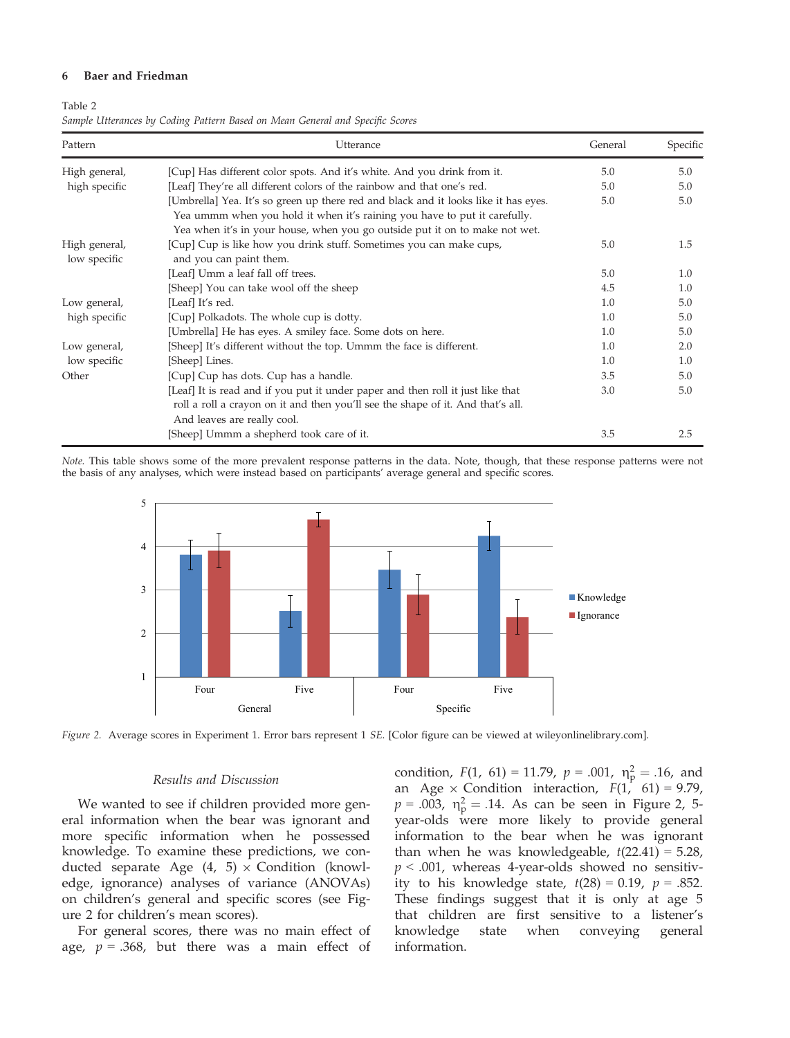Table 2
*Sample Utterances by Coding Pattern Based on Mean General and Specific Scores*

| Pattern | Utterance | General | Specific |
|---|---|---|---|
| High general, high specific | [Cup] Has different color spots. And it's white. And you drink from it. | 5.0 | 5.0 |
| | [Leaf] They're all different colors of the rainbow and that one's red. | 5.0 | 5.0 |
| | [Umbrella] Yea. It's so green up there red and black and it looks like it has eyes. Yea ummm when you hold it when it's raining you have to put it carefully. Yea when it's in your house, when you go outside put it on to make not wet. | 5.0 | 5.0 |
| High general, low specific | [Cup] Cup is like how you drink stuff. Sometimes you can make cups, and you can paint them. | 5.0 | 1.5 |
| | [Leaf] Umm a leaf fall off trees. | 5.0 | 1.0 |
| | [Sheep] You can take wool off the sheep | 4.5 | 1.0 |
| Low general, high specific | [Leaf] It's red. | 1.0 | 5.0 |
| | [Cup] Polkadots. The whole cup is dotty. | 1.0 | 5.0 |
| | [Umbrella] He has eyes. A smiley face. Some dots on here. | 1.0 | 5.0 |
| Low general, low specific | [Sheep] It's different without the top. Ummm the face is different. | 1.0 | 2.0 |
| | [Sheep] Lines. | 1.0 | 1.0 |
| Other | [Cup] Cup has dots. Cup has a handle. | 3.5 | 5.0 |
| | [Leaf] It is read and if you put it under paper and then roll it just like that roll a roll a crayon on it and then you'll see the shape of it. And that's all. And leaves are really cool. | 3.0 | 5.0 |
| | [Sheep] Ummm a shepherd took care of it. | 3.5 | 2.5 |

*Note.* This table shows some of the more prevalent response patterns in the data. Note, though, that these response patterns were not the basis of any analyses, which were instead based on participants' average general and specific scores.

*Figure 2.* Average scores in Experiment 1. Error bars represent 1 *SE*. [Color figure can be viewed at wileyonlinelibrary.com].

### Results and Discussion

We wanted to see if children provided more general information when the bear was ignorant and more specific information when he possessed knowledge. To examine these predictions, we conducted separate Age (4, 5) × Condition (knowledge, ignorance) analyses of variance (ANOVAs) on children's general and specific scores (see Figure 2 for children's mean scores).

For general scores, there was no main effect of age, $p = .368$, but there was a main effect of condition, $F(1,\ 61) = 11.79$, $p = .001$, $\eta_p^2 = .16$, and an Age × Condition interaction, $F(1,\ 61) = 9.79$, $p = .003$, $\eta_p^2 = .14$. As can be seen in Figure 2, 5-year-olds were more likely to provide general information to the bear when he was ignorant than when he was knowledgeable, $t(22.41) = 5.28$, $p < .001$, whereas 4-year-olds showed no sensitivity to his knowledge state, $t(28) = 0.19$, $p = .852$. These findings suggest that it is only at age 5 that children are first sensitive to a listener's knowledge state when conveying general information.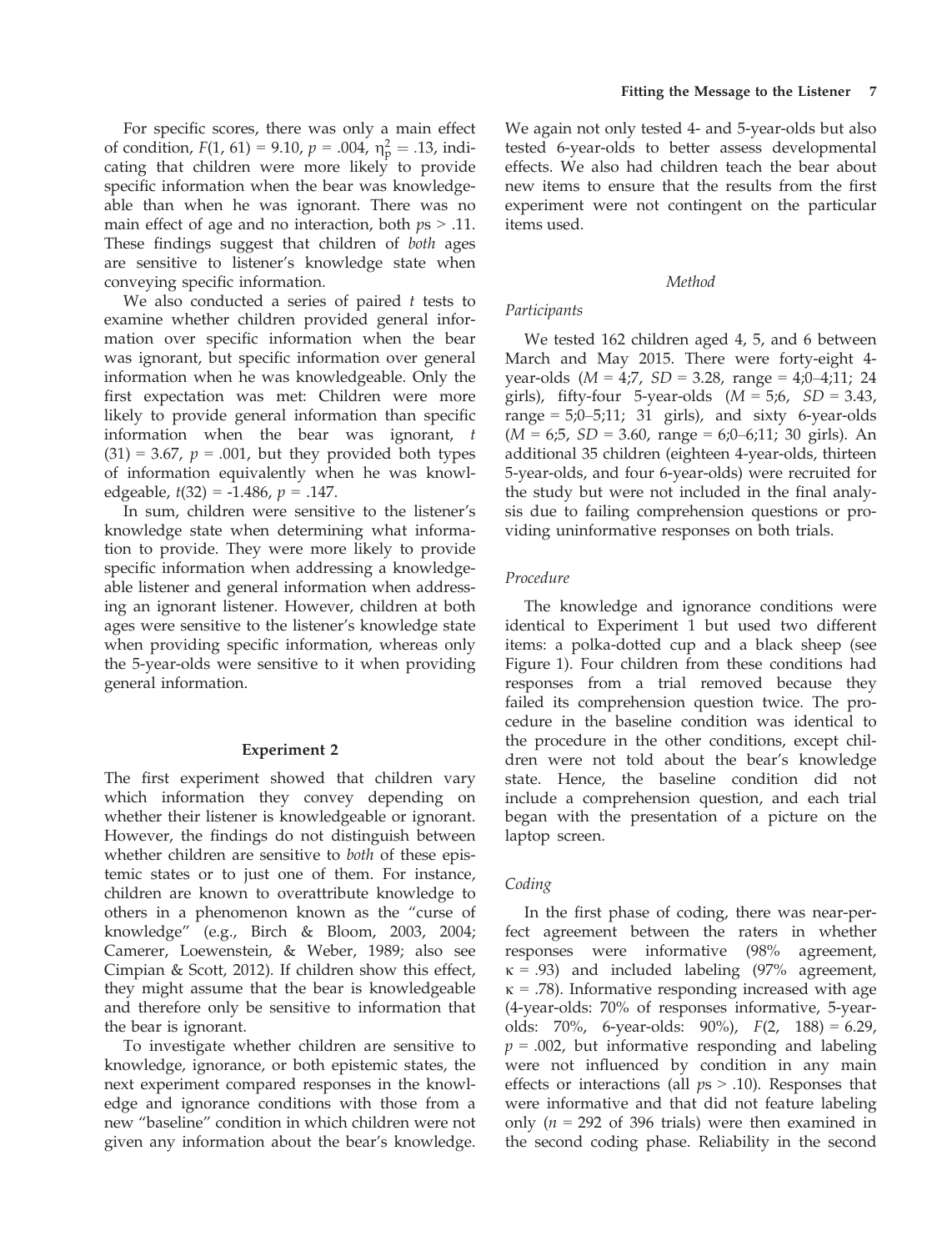For specific scores, there was only a main effect of condition, $F(1, 61) = 9.10$, $p = .004$, $\eta^2_p = .13$, indicating that children were more likely to provide specific information when the bear was knowledgeable than when he was ignorant. There was no main effect of age and no interaction, both $ps > .11$. These findings suggest that children of *both* ages are sensitive to listener's knowledge state when conveying specific information.

We also conducted a series of paired *t* tests to examine whether children provided general information over specific information when the bear was ignorant, but specific information over general information when he was knowledgeable. Only the first expectation was met: Children were more likely to provide general information than specific information when the bear was ignorant, $t(31) = 3.67$, $p = .001$, but they provided both types of information equivalently when he was knowledgeable, $t(32) = -1.486$, $p = .147$.

In sum, children were sensitive to the listener's knowledge state when determining what information to provide. They were more likely to provide specific information when addressing a knowledgeable listener and general information when addressing an ignorant listener. However, children at both ages were sensitive to the listener's knowledge state when providing specific information, whereas only the 5-year-olds were sensitive to it when providing general information.

## Experiment 2

The first experiment showed that children vary which information they convey depending on whether their listener is knowledgeable or ignorant. However, the findings do not distinguish between whether children are sensitive to *both* of these epistemic states or to just one of them. For instance, children are known to overattribute knowledge to others in a phenomenon known as the "curse of knowledge" (e.g., Birch & Bloom, 2003, 2004; Camerer, Loewenstein, & Weber, 1989; also see Cimpian & Scott, 2012). If children show this effect, they might assume that the bear is knowledgeable and therefore only be sensitive to information that the bear is ignorant.

To investigate whether children are sensitive to knowledge, ignorance, or both epistemic states, the next experiment compared responses in the knowledge and ignorance conditions with those from a new "baseline" condition in which children were not given any information about the bear's knowledge. We again not only tested 4- and 5-year-olds but also tested 6-year-olds to better assess developmental effects. We also had children teach the bear about new items to ensure that the results from the first experiment were not contingent on the particular items used.

### *Method*

#### *Participants*

We tested 162 children aged 4, 5, and 6 between March and May 2015. There were forty-eight 4-year-olds ($M$ = 4;7, $SD$ = 3.28, range = 4;0–4;11; 24 girls), fifty-four 5-year-olds ($M$ = 5;6, $SD$ = 3.43, range = 5;0–5;11; 31 girls), and sixty 6-year-olds ($M$ = 6;5, $SD$ = 3.60, range = 6;0–6;11; 30 girls). An additional 35 children (eighteen 4-year-olds, thirteen 5-year-olds, and four 6-year-olds) were recruited for the study but were not included in the final analysis due to failing comprehension questions or providing uninformative responses on both trials.

#### *Procedure*

The knowledge and ignorance conditions were identical to Experiment 1 but used two different items: a polka-dotted cup and a black sheep (see Figure 1). Four children from these conditions had responses from a trial removed because they failed its comprehension question twice. The procedure in the baseline condition was identical to the procedure in the other conditions, except children were not told about the bear's knowledge state. Hence, the baseline condition did not include a comprehension question, and each trial began with the presentation of a picture on the laptop screen.

#### *Coding*

In the first phase of coding, there was near-perfect agreement between the raters in whether responses were informative (98% agreement, $\kappa = .93$) and included labeling (97% agreement, $\kappa = .78$). Informative responding increased with age (4-year-olds: 70% of responses informative, 5-year-olds: 70%, 6-year-olds: 90%), $F(2, 188) = 6.29$, $p = .002$, but informative responding and labeling were not influenced by condition in any main effects or interactions (all $ps > .10$). Responses that were informative and that did not feature labeling only ($n$ = 292 of 396 trials) were then examined in the second coding phase. Reliability in the second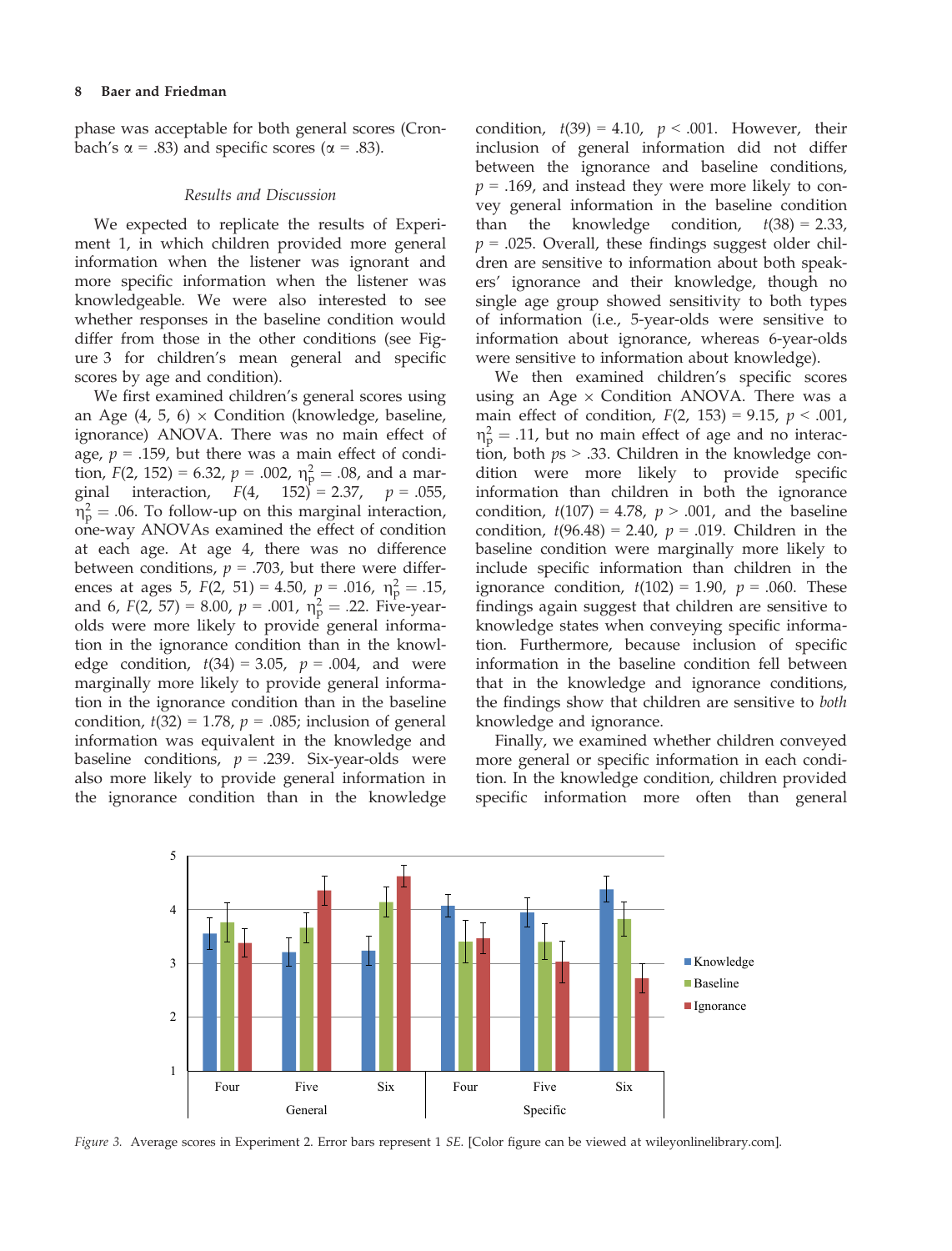phase was acceptable for both general scores (Cronbach's $\alpha = .83$) and specific scores ($\alpha = .83$).

### *Results and Discussion*

We expected to replicate the results of Experiment 1, in which children provided more general information when the listener was ignorant and more specific information when the listener was knowledgeable. We were also interested to see whether responses in the baseline condition would differ from those in the other conditions (see Figure 3 for children's mean general and specific scores by age and condition).

We first examined children's general scores using an Age (4, 5, 6) × Condition (knowledge, baseline, ignorance) ANOVA. There was no main effect of age, $p = .159$, but there was a main effect of condition, $F(2, 152) = 6.32$, $p = .002$, $\eta^2_p = .08$, and a marginal interaction, $F(4, 152) = 2.37$, $p = .055$, $\eta^2_p = .06$. To follow-up on this marginal interaction, one-way ANOVAs examined the effect of condition at each age. At age 4, there was no difference between conditions, $p = .703$, but there were differences at ages 5, $F(2, 51) = 4.50$, $p = .016$, $\eta^2_p = .15$, and 6, $F(2, 57) = 8.00$, $p = .001$, $\eta^2_p = .22$. Five-year-olds were more likely to provide general information in the ignorance condition than in the knowledge condition, $t(34) = 3.05$, $p = .004$, and were marginally more likely to provide general information in the ignorance condition than in the baseline condition, $t(32) = 1.78$, $p = .085$; inclusion of general information was equivalent in the knowledge and baseline conditions, $p = .239$. Six-year-olds were also more likely to provide general information in the ignorance condition than in the knowledge condition, $t(39) = 4.10$, $p < .001$. However, their inclusion of general information did not differ between the ignorance and baseline conditions, $p = .169$, and instead they were more likely to convey general information in the baseline condition than the knowledge condition, $t(38) = 2.33$, $p = .025$. Overall, these findings suggest older children are sensitive to information about both speakers' ignorance and their knowledge, though no single age group showed sensitivity to both types of information (i.e., 5-year-olds were sensitive to information about ignorance, whereas 6-year-olds were sensitive to information about knowledge).

We then examined children's specific scores using an Age × Condition ANOVA. There was a main effect of condition, $F(2, 153) = 9.15$, $p < .001$, $\eta^2_p = .11$, but no main effect of age and no interaction, both $ps > .33$. Children in the knowledge condition were more likely to provide specific information than children in both the ignorance condition, $t(107) = 4.78$, $p > .001$, and the baseline condition, $t(96.48) = 2.40$, $p = .019$. Children in the baseline condition were marginally more likely to include specific information than children in the ignorance condition, $t(102) = 1.90$, $p = .060$. These findings again suggest that children are sensitive to knowledge states when conveying specific information. Furthermore, because inclusion of specific information in the baseline condition fell between that in the knowledge and ignorance conditions, the findings show that children are sensitive to *both* knowledge and ignorance.

Finally, we examined whether children conveyed more general or specific information in each condition. In the knowledge condition, children provided specific information more often than general

*Figure 3.* Average scores in Experiment 2. Error bars represent 1 *SE*. [Color figure can be viewed at wileyonlinelibrary.com].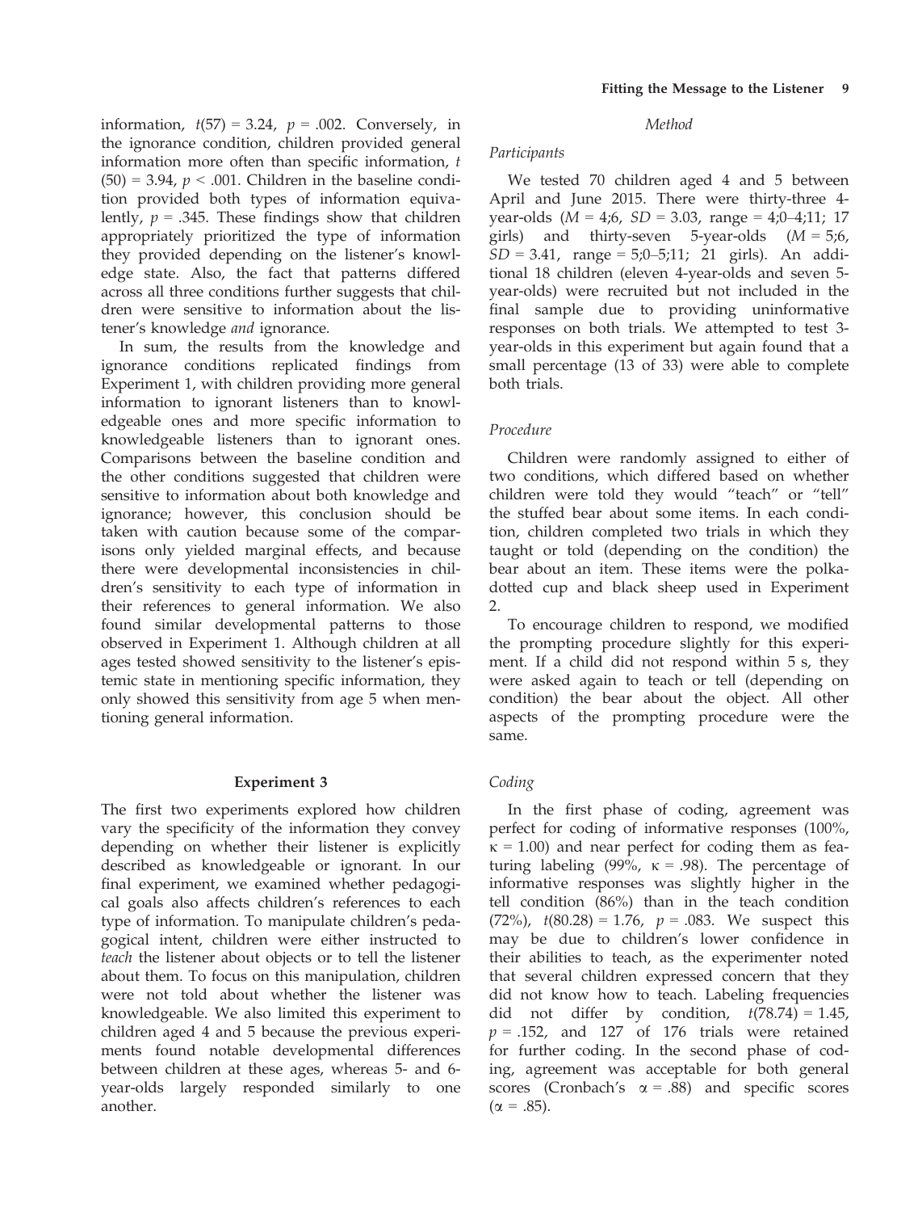information, $t(57) = 3.24$, $p = .002$. Conversely, in the ignorance condition, children provided general information more often than specific information, $t(50) = 3.94$, $p < .001$. Children in the baseline condition provided both types of information equivalently, $p = .345$. These findings show that children appropriately prioritized the type of information they provided depending on the listener's knowledge state. Also, the fact that patterns differed across all three conditions further suggests that children were sensitive to information about the listener's knowledge *and* ignorance.

In sum, the results from the knowledge and ignorance conditions replicated findings from Experiment 1, with children providing more general information to ignorant listeners than to knowledgeable ones and more specific information to knowledgeable listeners than to ignorant ones. Comparisons between the baseline condition and the other conditions suggested that children were sensitive to information about both knowledge and ignorance; however, this conclusion should be taken with caution because some of the comparisons only yielded marginal effects, and because there were developmental inconsistencies in children's sensitivity to each type of information in their references to general information. We also found similar developmental patterns to those observed in Experiment 1. Although children at all ages tested showed sensitivity to the listener's epistemic state in mentioning specific information, they only showed this sensitivity from age 5 when mentioning general information.

## Experiment 3

The first two experiments explored how children vary the specificity of the information they convey depending on whether their listener is explicitly described as knowledgeable or ignorant. In our final experiment, we examined whether pedagogical goals also affects children's references to each type of information. To manipulate children's pedagogical intent, children were either instructed to *teach* the listener about objects or to tell the listener about them. To focus on this manipulation, children were not told about whether the listener was knowledgeable. We also limited this experiment to children aged 4 and 5 because the previous experiments found notable developmental differences between children at these ages, whereas 5- and 6-year-olds largely responded similarly to one another.

### *Method*

#### *Participants*

We tested 70 children aged 4 and 5 between April and June 2015. There were thirty-three 4-year-olds ($M$ = 4;6, $SD$ = 3.03, range = 4;0–4;11; 17 girls) and thirty-seven 5-year-olds ($M$ = 5;6, $SD$ = 3.41, range = 5;0–5;11; 21 girls). An additional 18 children (eleven 4-year-olds and seven 5-year-olds) were recruited but not included in the final sample due to providing uninformative responses on both trials. We attempted to test 3-year-olds in this experiment but again found that a small percentage (13 of 33) were able to complete both trials.

#### *Procedure*

Children were randomly assigned to either of two conditions, which differed based on whether children were told they would "teach" or "tell" the stuffed bear about some items. In each condition, children completed two trials in which they taught or told (depending on the condition) the bear about an item. These items were the polka-dotted cup and black sheep used in Experiment 2.

To encourage children to respond, we modified the prompting procedure slightly for this experiment. If a child did not respond within 5 s, they were asked again to teach or tell (depending on condition) the bear about the object. All other aspects of the prompting procedure were the same.

#### *Coding*

In the first phase of coding, agreement was perfect for coding of informative responses (100%, $\kappa = 1.00$) and near perfect for coding them as featuring labeling (99%, $\kappa = .98$). The percentage of informative responses was slightly higher in the tell condition (86%) than in the teach condition (72%), $t(80.28) = 1.76$, $p = .083$. We suspect this may be due to children's lower confidence in their abilities to teach, as the experimenter noted that several children expressed concern that they did not know how to teach. Labeling frequencies did not differ by condition, $t(78.74) = 1.45$, $p = .152$, and 127 of 176 trials were retained for further coding. In the second phase of coding, agreement was acceptable for both general scores (Cronbach's $\alpha = .88$) and specific scores ($\alpha = .85$).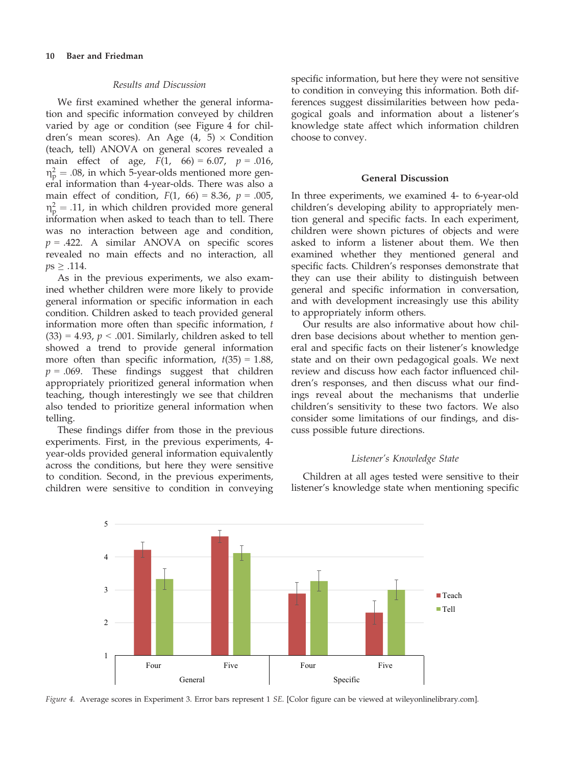### *Results and Discussion*

We first examined whether the general information and specific information conveyed by children varied by age or condition (see Figure 4 for children's mean scores). An Age (4, 5) × Condition (teach, tell) ANOVA on general scores revealed a main effect of age, $F(1, 66) = 6.07$, $p = .016$, $\eta_p^2 = .08$, in which 5-year-olds mentioned more general information than 4-year-olds. There was also a main effect of condition, $F(1, 66) = 8.36$, $p = .005$, $\eta_p^2 = .11$, in which children provided more general information when asked to teach than to tell. There was no interaction between age and condition, $p = .422$. A similar ANOVA on specific scores revealed no main effects and no interaction, all $ps \geq .114$.

As in the previous experiments, we also examined whether children were more likely to provide general information or specific information in each condition. Children asked to teach provided general information more often than specific information, $t(33) = 4.93$, $p < .001$. Similarly, children asked to tell showed a trend to provide general information more often than specific information, $t(35) = 1.88$, $p = .069$. These findings suggest that children appropriately prioritized general information when teaching, though interestingly we see that children also tended to prioritize general information when telling.

These findings differ from those in the previous experiments. First, in the previous experiments, 4-year-olds provided general information equivalently across the conditions, but here they were sensitive to condition. Second, in the previous experiments, children were sensitive to condition in conveying specific information, but here they were not sensitive to condition in conveying this information. Both differences suggest dissimilarities between how pedagogical goals and information about a listener's knowledge state affect which information children choose to convey.

## General Discussion

In three experiments, we examined 4- to 6-year-old children's developing ability to appropriately mention general and specific facts. In each experiment, children were shown pictures of objects and were asked to inform a listener about them. We then examined whether they mentioned general and specific facts. Children's responses demonstrate that they can use their ability to distinguish between general and specific information in conversation, and with development increasingly use this ability to appropriately inform others.

Our results are also informative about how children base decisions about whether to mention general and specific facts on their listener's knowledge state and on their own pedagogical goals. We next review and discuss how each factor influenced children's responses, and then discuss what our findings reveal about the mechanisms that underlie children's sensitivity to these two factors. We also consider some limitations of our findings, and discuss possible future directions.

### *Listener's Knowledge State*

Children at all ages tested were sensitive to their listener's knowledge state when mentioning specific

*Figure 4.* Average scores in Experiment 3. Error bars represent 1 *SE*. [Color figure can be viewed at wileyonlinelibrary.com].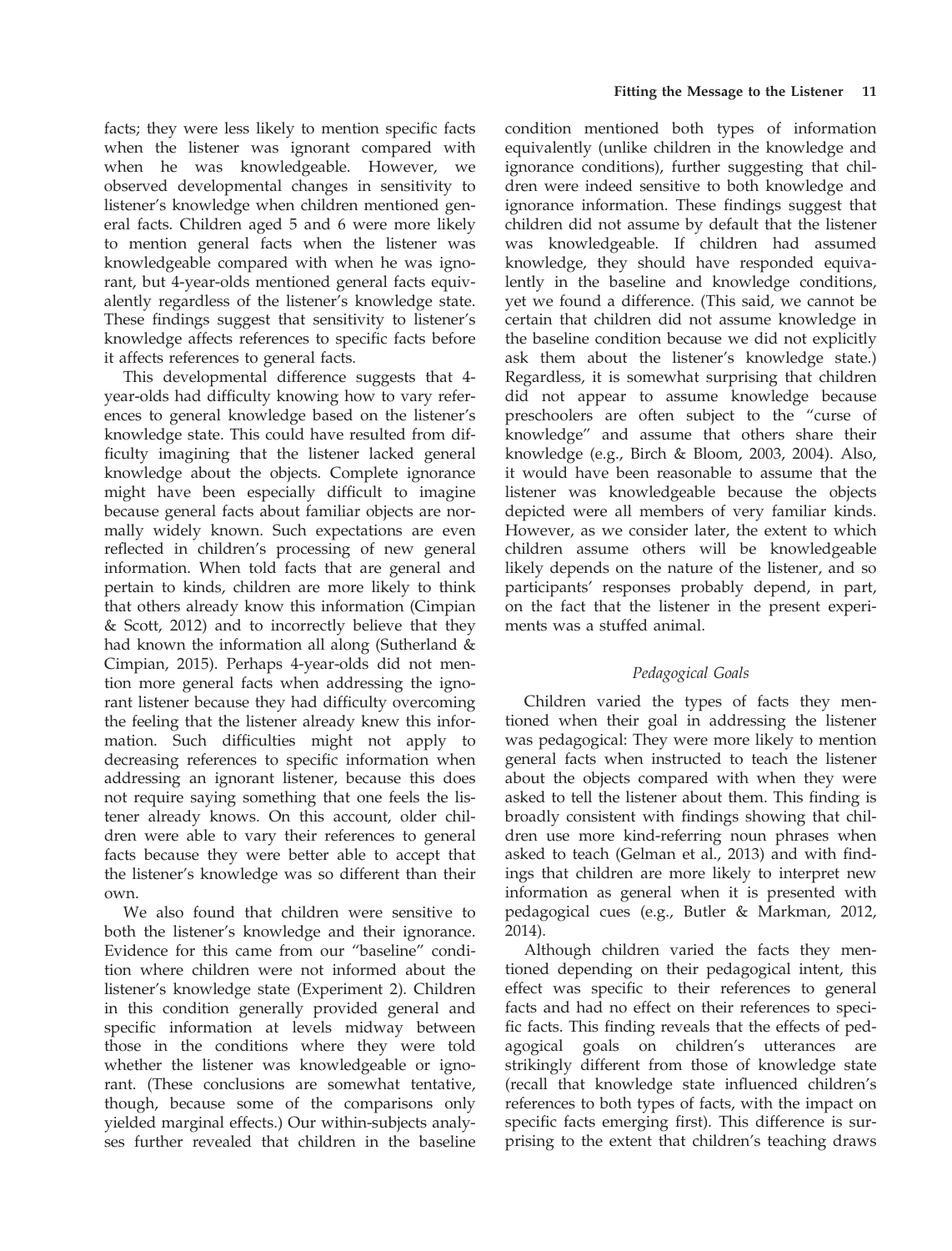facts; they were less likely to mention specific facts when the listener was ignorant compared with when he was knowledgeable. However, we observed developmental changes in sensitivity to listener's knowledge when children mentioned general facts. Children aged 5 and 6 were more likely to mention general facts when the listener was knowledgeable compared with when he was ignorant, but 4-year-olds mentioned general facts equivalently regardless of the listener's knowledge state. These findings suggest that sensitivity to listener's knowledge affects references to specific facts before it affects references to general facts.

This developmental difference suggests that 4-year-olds had difficulty knowing how to vary references to general knowledge based on the listener's knowledge state. This could have resulted from difficulty imagining that the listener lacked general knowledge about the objects. Complete ignorance might have been especially difficult to imagine because general facts about familiar objects are normally widely known. Such expectations are even reflected in children's processing of new general information. When told facts that are general and pertain to kinds, children are more likely to think that others already know this information (Cimpian & Scott, 2012) and to incorrectly believe that they had known the information all along (Sutherland & Cimpian, 2015). Perhaps 4-year-olds did not mention more general facts when addressing the ignorant listener because they had difficulty overcoming the feeling that the listener already knew this information. Such difficulties might not apply to decreasing references to specific information when addressing an ignorant listener, because this does not require saying something that one feels the listener already knows. On this account, older children were able to vary their references to general facts because they were better able to accept that the listener's knowledge was so different than their own.

We also found that children were sensitive to both the listener's knowledge and their ignorance. Evidence for this came from our "baseline" condition where children were not informed about the listener's knowledge state (Experiment 2). Children in this condition generally provided general and specific information at levels midway between those in the conditions where they were told whether the listener was knowledgeable or ignorant. (These conclusions are somewhat tentative, though, because some of the comparisons only yielded marginal effects.) Our within-subjects analyses further revealed that children in the baseline condition mentioned both types of information equivalently (unlike children in the knowledge and ignorance conditions), further suggesting that children were indeed sensitive to both knowledge and ignorance information. These findings suggest that children did not assume by default that the listener was knowledgeable. If children had assumed knowledge, they should have responded equivalently in the baseline and knowledge conditions, yet we found a difference. (This said, we cannot be certain that children did not assume knowledge in the baseline condition because we did not explicitly ask them about the listener's knowledge state.) Regardless, it is somewhat surprising that children did not appear to assume knowledge because preschoolers are often subject to the "curse of knowledge" and assume that others share their knowledge (e.g., Birch & Bloom, 2003, 2004). Also, it would have been reasonable to assume that the listener was knowledgeable because the objects depicted were all members of very familiar kinds. However, as we consider later, the extent to which children assume others will be knowledgeable likely depends on the nature of the listener, and so participants' responses probably depend, in part, on the fact that the listener in the present experiments was a stuffed animal.

### *Pedagogical Goals*

Children varied the types of facts they mentioned when their goal in addressing the listener was pedagogical: They were more likely to mention general facts when instructed to teach the listener about the objects compared with when they were asked to tell the listener about them. This finding is broadly consistent with findings showing that children use more kind-referring noun phrases when asked to teach (Gelman et al., 2013) and with findings that children are more likely to interpret new information as general when it is presented with pedagogical cues (e.g., Butler & Markman, 2012, 2014).

Although children varied the facts they mentioned depending on their pedagogical intent, this effect was specific to their references to general facts and had no effect on their references to specific facts. This finding reveals that the effects of pedagogical goals on children's utterances are strikingly different from those of knowledge state (recall that knowledge state influenced children's references to both types of facts, with the impact on specific facts emerging first). This difference is surprising to the extent that children's teaching draws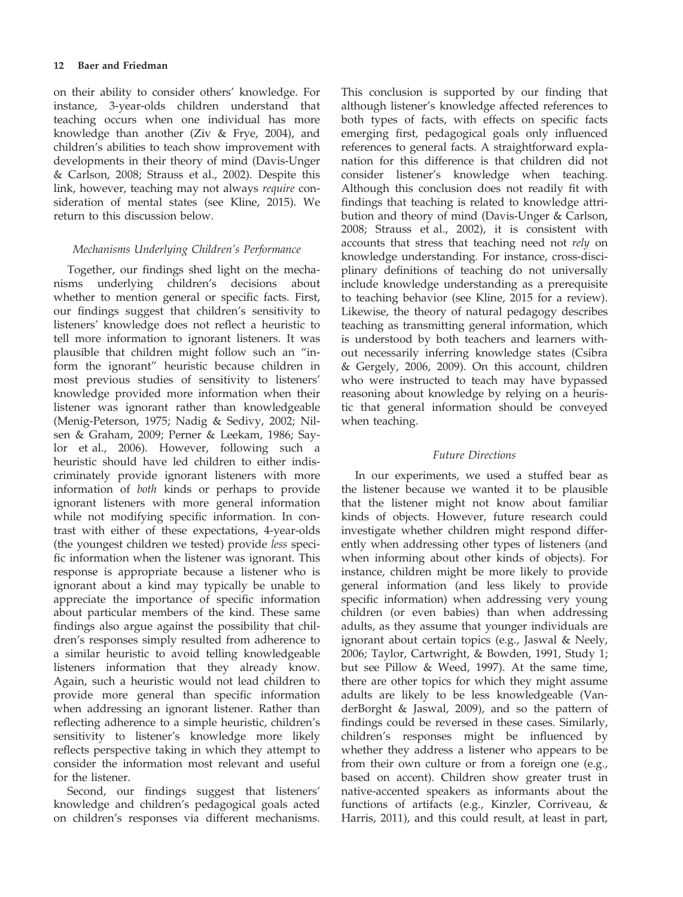on their ability to consider others' knowledge. For instance, 3-year-olds children understand that teaching occurs when one individual has more knowledge than another (Ziv & Frye, 2004), and children's abilities to teach show improvement with developments in their theory of mind (Davis-Unger & Carlson, 2008; Strauss et al., 2002). Despite this link, however, teaching may not always *require* consideration of mental states (see Kline, 2015). We return to this discussion below.

### *Mechanisms Underlying Children's Performance*

Together, our findings shed light on the mechanisms underlying children's decisions about whether to mention general or specific facts. First, our findings suggest that children's sensitivity to listeners' knowledge does not reflect a heuristic to tell more information to ignorant listeners. It was plausible that children might follow such an "inform the ignorant" heuristic because children in most previous studies of sensitivity to listeners' knowledge provided more information when their listener was ignorant rather than knowledgeable (Menig-Peterson, 1975; Nadig & Sedivy, 2002; Nilsen & Graham, 2009; Perner & Leekam, 1986; Saylor et al., 2006). However, following such a heuristic should have led children to either indiscriminately provide ignorant listeners with more information of *both* kinds or perhaps to provide ignorant listeners with more general information while not modifying specific information. In contrast with either of these expectations, 4-year-olds (the youngest children we tested) provide *less* specific information when the listener was ignorant. This response is appropriate because a listener who is ignorant about a kind may typically be unable to appreciate the importance of specific information about particular members of the kind. These same findings also argue against the possibility that children's responses simply resulted from adherence to a similar heuristic to avoid telling knowledgeable listeners information that they already know. Again, such a heuristic would not lead children to provide more general than specific information when addressing an ignorant listener. Rather than reflecting adherence to a simple heuristic, children's sensitivity to listener's knowledge more likely reflects perspective taking in which they attempt to consider the information most relevant and useful for the listener.

Second, our findings suggest that listeners' knowledge and children's pedagogical goals acted on children's responses via different mechanisms. This conclusion is supported by our finding that although listener's knowledge affected references to both types of facts, with effects on specific facts emerging first, pedagogical goals only influenced references to general facts. A straightforward explanation for this difference is that children did not consider listener's knowledge when teaching. Although this conclusion does not readily fit with findings that teaching is related to knowledge attribution and theory of mind (Davis-Unger & Carlson, 2008; Strauss et al., 2002), it is consistent with accounts that stress that teaching need not *rely* on knowledge understanding. For instance, cross-disciplinary definitions of teaching do not universally include knowledge understanding as a prerequisite to teaching behavior (see Kline, 2015 for a review). Likewise, the theory of natural pedagogy describes teaching as transmitting general information, which is understood by both teachers and learners without necessarily inferring knowledge states (Csibra & Gergely, 2006, 2009). On this account, children who were instructed to teach may have bypassed reasoning about knowledge by relying on a heuristic that general information should be conveyed when teaching.

### *Future Directions*

In our experiments, we used a stuffed bear as the listener because we wanted it to be plausible that the listener might not know about familiar kinds of objects. However, future research could investigate whether children might respond differently when addressing other types of listeners (and when informing about other kinds of objects). For instance, children might be more likely to provide general information (and less likely to provide specific information) when addressing very young children (or even babies) than when addressing adults, as they assume that younger individuals are ignorant about certain topics (e.g., Jaswal & Neely, 2006; Taylor, Cartwright, & Bowden, 1991, Study 1; but see Pillow & Weed, 1997). At the same time, there are other topics for which they might assume adults are likely to be less knowledgeable (VanderBorght & Jaswal, 2009), and so the pattern of findings could be reversed in these cases. Similarly, children's responses might be influenced by whether they address a listener who appears to be from their own culture or from a foreign one (e.g., based on accent). Children show greater trust in native-accented speakers as informants about the functions of artifacts (e.g., Kinzler, Corriveau, & Harris, 2011), and this could result, at least in part,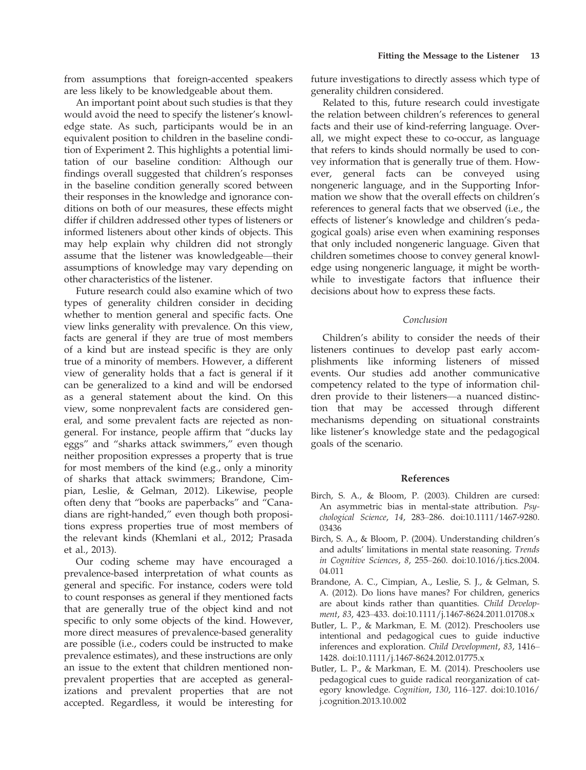from assumptions that foreign-accented speakers are less likely to be knowledgeable about them.

An important point about such studies is that they would avoid the need to specify the listener's knowledge state. As such, participants would be in an equivalent position to children in the baseline condition of Experiment 2. This highlights a potential limitation of our baseline condition: Although our findings overall suggested that children's responses in the baseline condition generally scored between their responses in the knowledge and ignorance conditions on both of our measures, these effects might differ if children addressed other types of listeners or informed listeners about other kinds of objects. This may help explain why children did not strongly assume that the listener was knowledgeable—their assumptions of knowledge may vary depending on other characteristics of the listener.

Future research could also examine which of two types of generality children consider in deciding whether to mention general and specific facts. One view links generality with prevalence. On this view, facts are general if they are true of most members of a kind but are instead specific is they are only true of a minority of members. However, a different view of generality holds that a fact is general if it can be generalized to a kind and will be endorsed as a general statement about the kind. On this view, some nonprevalent facts are considered general, and some prevalent facts are rejected as nongeneral. For instance, people affirm that "ducks lay eggs" and "sharks attack swimmers," even though neither proposition expresses a property that is true for most members of the kind (e.g., only a minority of sharks that attack swimmers; Brandone, Cimpian, Leslie, & Gelman, 2012). Likewise, people often deny that "books are paperbacks" and "Canadians are right-handed," even though both propositions express properties true of most members of the relevant kinds (Khemlani et al., 2012; Prasada et al., 2013).

Our coding scheme may have encouraged a prevalence-based interpretation of what counts as general and specific. For instance, coders were told to count responses as general if they mentioned facts that are generally true of the object kind and not specific to only some objects of the kind. However, more direct measures of prevalence-based generality are possible (i.e., coders could be instructed to make prevalence estimates), and these instructions are only an issue to the extent that children mentioned nonprevalent properties that are accepted as generalizations and prevalent properties that are not accepted. Regardless, it would be interesting for future investigations to directly assess which type of generality children considered.

Related to this, future research could investigate the relation between children's references to general facts and their use of kind-referring language. Overall, we might expect these to co-occur, as language that refers to kinds should normally be used to convey information that is generally true of them. However, general facts can be conveyed using nongeneric language, and in the Supporting Information we show that the overall effects on children's references to general facts that we observed (i.e., the effects of listener's knowledge and children's pedagogical goals) arise even when examining responses that only included nongeneric language. Given that children sometimes choose to convey general knowledge using nongeneric language, it might be worthwhile to investigate factors that influence their decisions about how to express these facts.

### *Conclusion*

Children's ability to consider the needs of their listeners continues to develop past early accomplishments like informing listeners of missed events. Our studies add another communicative competency related to the type of information children provide to their listeners—a nuanced distinction that may be accessed through different mechanisms depending on situational constraints like listener's knowledge state and the pedagogical goals of the scenario.

## References

Birch, S. A., & Bloom, P. (2003). Children are cursed: An asymmetric bias in mental-state attribution. *Psychological Science*, *14*, 283–286. doi:10.1111/1467-9280.03436

Birch, S. A., & Bloom, P. (2004). Understanding children's and adults' limitations in mental state reasoning. *Trends in Cognitive Sciences*, *8*, 255–260. doi:10.1016/j.tics.2004.04.011

Brandone, A. C., Cimpian, A., Leslie, S. J., & Gelman, S. A. (2012). Do lions have manes? For children, generics are about kinds rather than quantities. *Child Development*, *83*, 423–433. doi:10.1111/j.1467-8624.2011.01708.x

Butler, L. P., & Markman, E. M. (2012). Preschoolers use intentional and pedagogical cues to guide inductive inferences and exploration. *Child Development*, *83*, 1416–1428. doi:10.1111/j.1467-8624.2012.01775.x

Butler, L. P., & Markman, E. M. (2014). Preschoolers use pedagogical cues to guide radical reorganization of category knowledge. *Cognition*, *130*, 116–127. doi:10.1016/j.cognition.2013.10.002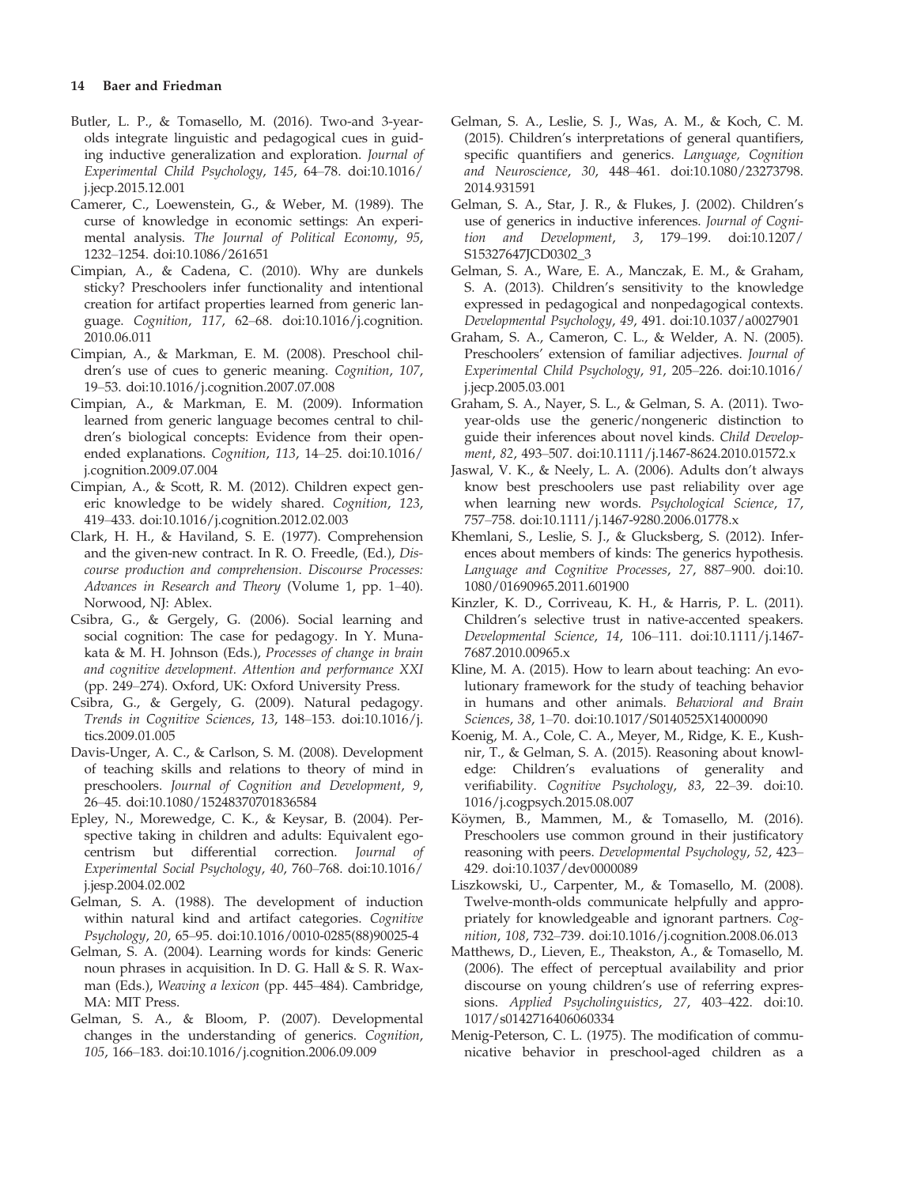Butler, L. P., & Tomasello, M. (2016). Two-and 3-year-olds integrate linguistic and pedagogical cues in guiding inductive generalization and exploration. *Journal of Experimental Child Psychology*, *145*, 64–78. doi:10.1016/j.jecp.2015.12.001

Camerer, C., Loewenstein, G., & Weber, M. (1989). The curse of knowledge in economic settings: An experimental analysis. *The Journal of Political Economy*, *95*, 1232–1254. doi:10.1086/261651

Cimpian, A., & Cadena, C. (2010). Why are dunkels sticky? Preschoolers infer functionality and intentional creation for artifact properties learned from generic language. *Cognition*, *117*, 62–68. doi:10.1016/j.cognition.2010.06.011

Cimpian, A., & Markman, E. M. (2008). Preschool children's use of cues to generic meaning. *Cognition*, *107*, 19–53. doi:10.1016/j.cognition.2007.07.008

Cimpian, A., & Markman, E. M. (2009). Information learned from generic language becomes central to children's biological concepts: Evidence from their open-ended explanations. *Cognition*, *113*, 14–25. doi:10.1016/j.cognition.2009.07.004

Cimpian, A., & Scott, R. M. (2012). Children expect generic knowledge to be widely shared. *Cognition*, *123*, 419–433. doi:10.1016/j.cognition.2012.02.003

Clark, H. H., & Haviland, S. E. (1977). Comprehension and the given-new contract. In R. O. Freedle, (Ed.), *Discourse production and comprehension*. *Discourse Processes: Advances in Research and Theory* (Volume 1, pp. 1–40). Norwood, NJ: Ablex.

Csibra, G., & Gergely, G. (2006). Social learning and social cognition: The case for pedagogy. In Y. Munakata & M. H. Johnson (Eds.), *Processes of change in brain and cognitive development. Attention and performance XXI* (pp. 249–274). Oxford, UK: Oxford University Press.

Csibra, G., & Gergely, G. (2009). Natural pedagogy. *Trends in Cognitive Sciences*, *13*, 148–153. doi:10.1016/j.tics.2009.01.005

Davis-Unger, A. C., & Carlson, S. M. (2008). Development of teaching skills and relations to theory of mind in preschoolers. *Journal of Cognition and Development*, *9*, 26–45. doi:10.1080/15248370701836584

Epley, N., Morewedge, C. K., & Keysar, B. (2004). Perspective taking in children and adults: Equivalent egocentrism but differential correction. *Journal of Experimental Social Psychology*, *40*, 760–768. doi:10.1016/j.jesp.2004.02.002

Gelman, S. A. (1988). The development of induction within natural kind and artifact categories. *Cognitive Psychology*, *20*, 65–95. doi:10.1016/0010-0285(88)90025-4

Gelman, S. A. (2004). Learning words for kinds: Generic noun phrases in acquisition. In D. G. Hall & S. R. Waxman (Eds.), *Weaving a lexicon* (pp. 445–484). Cambridge, MA: MIT Press.

Gelman, S. A., & Bloom, P. (2007). Developmental changes in the understanding of generics. *Cognition*, *105*, 166–183. doi:10.1016/j.cognition.2006.09.009

Gelman, S. A., Leslie, S. J., Was, A. M., & Koch, C. M. (2015). Children's interpretations of general quantifiers, specific quantifiers and generics. *Language, Cognition and Neuroscience*, *30*, 448–461. doi:10.1080/23273798.2014.931591

Gelman, S. A., Star, J. R., & Flukes, J. (2002). Children's use of generics in inductive inferences. *Journal of Cognition and Development*, *3*, 179–199. doi:10.1207/S15327647JCD0302_3

Gelman, S. A., Ware, E. A., Manczak, E. M., & Graham, S. A. (2013). Children's sensitivity to the knowledge expressed in pedagogical and nonpedagogical contexts. *Developmental Psychology*, *49*, 491. doi:10.1037/a0027901

Graham, S. A., Cameron, C. L., & Welder, A. N. (2005). Preschoolers' extension of familiar adjectives. *Journal of Experimental Child Psychology*, *91*, 205–226. doi:10.1016/j.jecp.2005.03.001

Graham, S. A., Nayer, S. L., & Gelman, S. A. (2011). Two-year-olds use the generic/nongeneric distinction to guide their inferences about novel kinds. *Child Development*, *82*, 493–507. doi:10.1111/j.1467-8624.2010.01572.x

Jaswal, V. K., & Neely, L. A. (2006). Adults don't always know best preschoolers use past reliability over age when learning new words. *Psychological Science*, *17*, 757–758. doi:10.1111/j.1467-9280.2006.01778.x

Khemlani, S., Leslie, S. J., & Glucksberg, S. (2012). Inferences about members of kinds: The generics hypothesis. *Language and Cognitive Processes*, *27*, 887–900. doi:10.1080/01690965.2011.601900

Kinzler, K. D., Corriveau, K. H., & Harris, P. L. (2011). Children's selective trust in native-accented speakers. *Developmental Science*, *14*, 106–111. doi:10.1111/j.1467-7687.2010.00965.x

Kline, M. A. (2015). How to learn about teaching: An evolutionary framework for the study of teaching behavior in humans and other animals. *Behavioral and Brain Sciences*, *38*, 1–70. doi:10.1017/S0140525X14000090

Koenig, M. A., Cole, C. A., Meyer, M., Ridge, K. E., Kushnir, T., & Gelman, S. A. (2015). Reasoning about knowledge: Children's evaluations of generality and verifiability. *Cognitive Psychology*, *83*, 22–39. doi:10.1016/j.cogpsych.2015.08.007

Köymen, B., Mammen, M., & Tomasello, M. (2016). Preschoolers use common ground in their justificatory reasoning with peers. *Developmental Psychology*, *52*, 423–429. doi:10.1037/dev0000089

Liszkowski, U., Carpenter, M., & Tomasello, M. (2008). Twelve-month-olds communicate helpfully and appropriately for knowledgeable and ignorant partners. *Cognition*, *108*, 732–739. doi:10.1016/j.cognition.2008.06.013

Matthews, D., Lieven, E., Theakston, A., & Tomasello, M. (2006). The effect of perceptual availability and prior discourse on young children's use of referring expressions. *Applied Psycholinguistics*, *27*, 403–422. doi:10.1017/s0142716406060334

Menig-Peterson, C. L. (1975). The modification of communicative behavior in preschool-aged children as a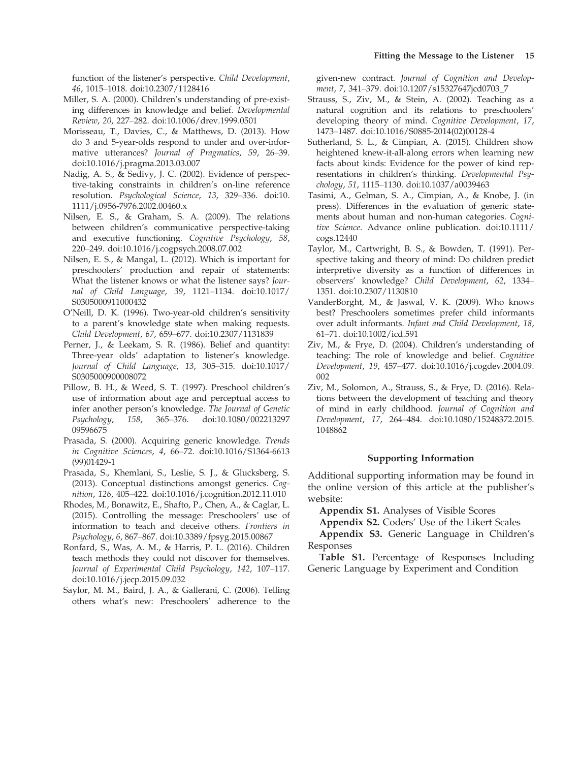function of the listener's perspective. *Child Development*, *46*, 1015–1018. doi:10.2307/1128416

Miller, S. A. (2000). Children's understanding of pre-existing differences in knowledge and belief. *Developmental Review*, *20*, 227–282. doi:10.1006/drev.1999.0501

Morisseau, T., Davies, C., & Matthews, D. (2013). How do 3 and 5-year-olds respond to under and over-informative utterances? *Journal of Pragmatics*, *59*, 26–39. doi:10.1016/j.pragma.2013.03.007

Nadig, A. S., & Sedivy, J. C. (2002). Evidence of perspective-taking constraints in children's on-line reference resolution. *Psychological Science*, *13*, 329–336. doi:10.1111/j.0956-7976.2002.00460.x

Nilsen, E. S., & Graham, S. A. (2009). The relations between children's communicative perspective-taking and executive functioning. *Cognitive Psychology*, *58*, 220–249. doi:10.1016/j.cogpsych.2008.07.002

Nilsen, E. S., & Mangal, L. (2012). Which is important for preschoolers' production and repair of statements: What the listener knows or what the listener says? *Journal of Child Language*, *39*, 1121–1134. doi:10.1017/S0305000911000432

O'Neill, D. K. (1996). Two-year-old children's sensitivity to a parent's knowledge state when making requests. *Child Development*, *67*, 659–677. doi:10.2307/1131839

Perner, J., & Leekam, S. R. (1986). Belief and quantity: Three-year olds' adaptation to listener's knowledge. *Journal of Child Language*, *13*, 305–315. doi:10.1017/S0305000900008072

Pillow, B. H., & Weed, S. T. (1997). Preschool children's use of information about age and perceptual access to infer another person's knowledge. *The Journal of Genetic Psychology*, *158*, 365–376. doi:10.1080/00221329709596675

Prasada, S. (2000). Acquiring generic knowledge. *Trends in Cognitive Sciences*, *4*, 66–72. doi:10.1016/S1364-6613(99)01429-1

Prasada, S., Khemlani, S., Leslie, S. J., & Glucksberg, S. (2013). Conceptual distinctions amongst generics. *Cognition*, *126*, 405–422. doi:10.1016/j.cognition.2012.11.010

Rhodes, M., Bonawitz, E., Shafto, P., Chen, A., & Caglar, L. (2015). Controlling the message: Preschoolers' use of information to teach and deceive others. *Frontiers in Psychology*, *6*, 867–867. doi:10.3389/fpsyg.2015.00867

Ronfard, S., Was, A. M., & Harris, P. L. (2016). Children teach methods they could not discover for themselves. *Journal of Experimental Child Psychology*, *142*, 107–117. doi:10.1016/j.jecp.2015.09.032

Saylor, M. M., Baird, J. A., & Gallerani, C. (2006). Telling others what's new: Preschoolers' adherence to the given-new contract. *Journal of Cognition and Development*, *7*, 341–379. doi:10.1207/s15327647jcd0703_7

Strauss, S., Ziv, M., & Stein, A. (2002). Teaching as a natural cognition and its relations to preschoolers' developing theory of mind. *Cognitive Development*, *17*, 1473–1487. doi:10.1016/S0885-2014(02)00128-4

Sutherland, S. L., & Cimpian, A. (2015). Children show heightened knew-it-all-along errors when learning new facts about kinds: Evidence for the power of kind representations in children's thinking. *Developmental Psychology*, *51*, 1115–1130. doi:10.1037/a0039463

Tasimi, A., Gelman, S. A., Cimpian, A., & Knobe, J. (in press). Differences in the evaluation of generic statements about human and non-human categories. *Cognitive Science*. Advance online publication. doi:10.1111/cogs.12440

Taylor, M., Cartwright, B. S., & Bowden, T. (1991). Perspective taking and theory of mind: Do children predict interpretive diversity as a function of differences in observers' knowledge? *Child Development*, *62*, 1334–1351. doi:10.2307/1130810

VanderBorght, M., & Jaswal, V. K. (2009). Who knows best? Preschoolers sometimes prefer child informants over adult informants. *Infant and Child Development*, *18*, 61–71. doi:10.1002/icd.591

Ziv, M., & Frye, D. (2004). Children's understanding of teaching: The role of knowledge and belief. *Cognitive Development*, *19*, 457–477. doi:10.1016/j.cogdev.2004.09.002

Ziv, M., Solomon, A., Strauss, S., & Frye, D. (2016). Relations between the development of teaching and theory of mind in early childhood. *Journal of Cognition and Development*, *17*, 264–484. doi:10.1080/15248372.2015.1048862

## Supporting Information

Additional supporting information may be found in the online version of this article at the publisher's website:

**Appendix S1.** Analyses of Visible Scores

**Appendix S2.** Coders' Use of the Likert Scales

**Appendix S3.** Generic Language in Children's Responses

**Table S1.** Percentage of Responses Including Generic Language by Experiment and Condition